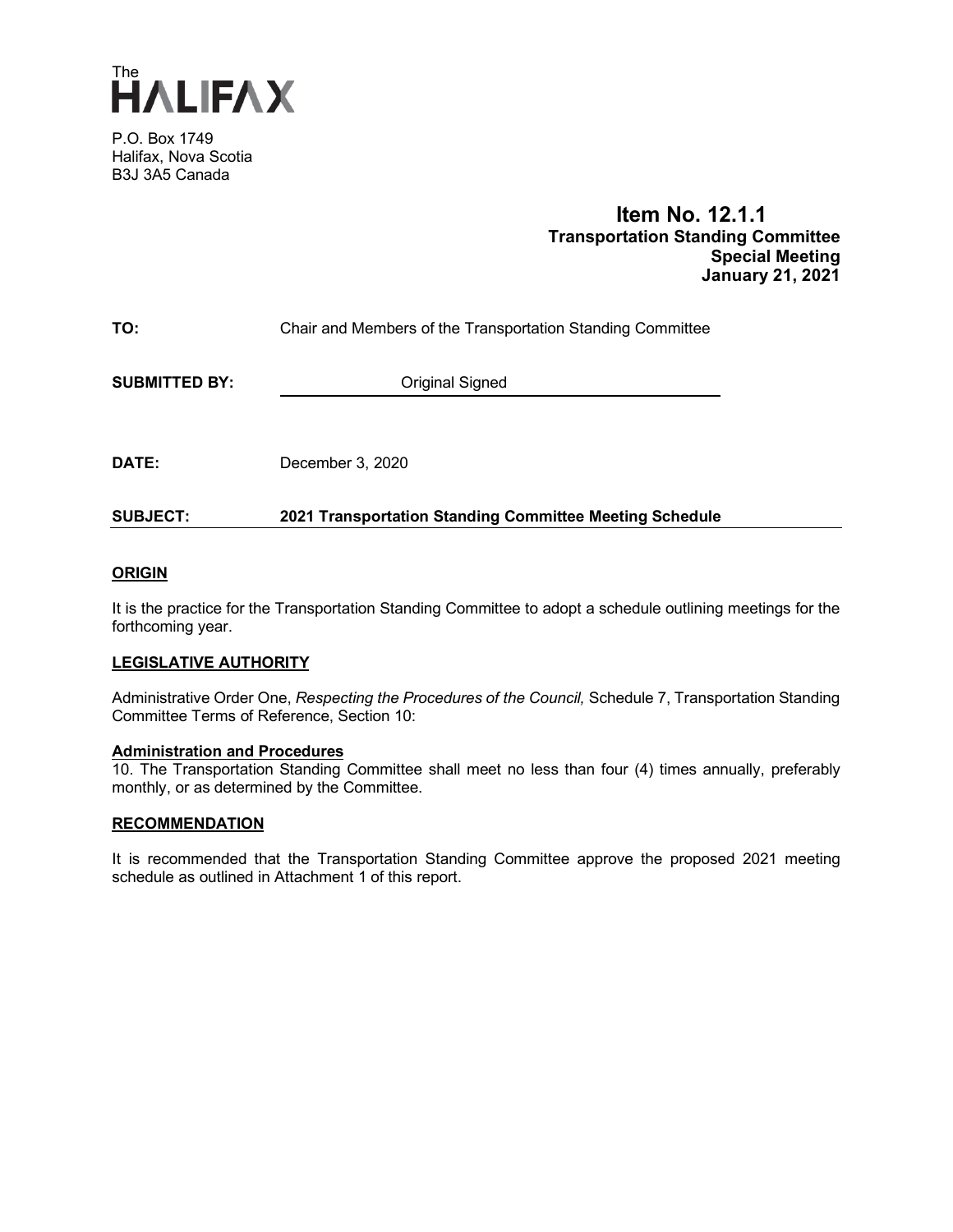The HALIFAX

P.O. Box 1749
Halifax, Nova Scotia
B3J 3A5 Canada

**Item No. 12.1.1**
**Transportation Standing Committee**
**Special Meeting**
**January 21, 2021**

**TO:** Chair and Members of the Transportation Standing Committee

**SUBMITTED BY:** Original Signed

**DATE:** December 3, 2020

**SUBJECT:** **2021 Transportation Standing Committee Meeting Schedule**

## ORIGIN

It is the practice for the Transportation Standing Committee to adopt a schedule outlining meetings for the forthcoming year.

## LEGISLATIVE AUTHORITY

Administrative Order One, *Respecting the Procedures of the Council,* Schedule 7, Transportation Standing Committee Terms of Reference, Section 10:

### Administration and Procedures

10. The Transportation Standing Committee shall meet no less than four (4) times annually, preferably monthly, or as determined by the Committee.

## RECOMMENDATION

It is recommended that the Transportation Standing Committee approve the proposed 2021 meeting schedule as outlined in Attachment 1 of this report.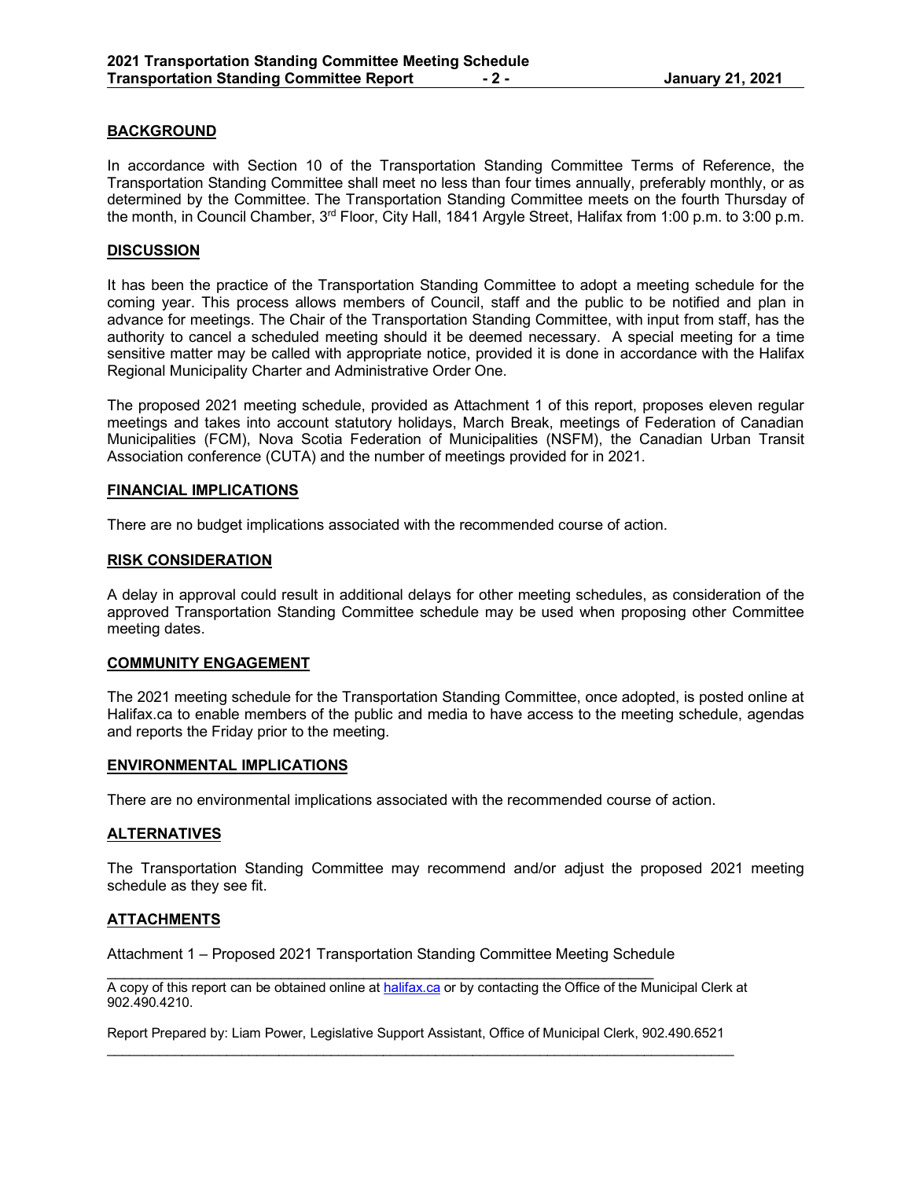## BACKGROUND

In accordance with Section 10 of the Transportation Standing Committee Terms of Reference, the Transportation Standing Committee shall meet no less than four times annually, preferably monthly, or as determined by the Committee. The Transportation Standing Committee meets on the fourth Thursday of the month, in Council Chamber, 3rd Floor, City Hall, 1841 Argyle Street, Halifax from 1:00 p.m. to 3:00 p.m.

## DISCUSSION

It has been the practice of the Transportation Standing Committee to adopt a meeting schedule for the coming year. This process allows members of Council, staff and the public to be notified and plan in advance for meetings. The Chair of the Transportation Standing Committee, with input from staff, has the authority to cancel a scheduled meeting should it be deemed necessary. A special meeting for a time sensitive matter may be called with appropriate notice, provided it is done in accordance with the Halifax Regional Municipality Charter and Administrative Order One.

The proposed 2021 meeting schedule, provided as Attachment 1 of this report, proposes eleven regular meetings and takes into account statutory holidays, March Break, meetings of Federation of Canadian Municipalities (FCM), Nova Scotia Federation of Municipalities (NSFM), the Canadian Urban Transit Association conference (CUTA) and the number of meetings provided for in 2021.

## FINANCIAL IMPLICATIONS

There are no budget implications associated with the recommended course of action.

## RISK CONSIDERATION

A delay in approval could result in additional delays for other meeting schedules, as consideration of the approved Transportation Standing Committee schedule may be used when proposing other Committee meeting dates.

## COMMUNITY ENGAGEMENT

The 2021 meeting schedule for the Transportation Standing Committee, once adopted, is posted online at Halifax.ca to enable members of the public and media to have access to the meeting schedule, agendas and reports the Friday prior to the meeting.

## ENVIRONMENTAL IMPLICATIONS

There are no environmental implications associated with the recommended course of action.

## ALTERNATIVES

The Transportation Standing Committee may recommend and/or adjust the proposed 2021 meeting schedule as they see fit.

## ATTACHMENTS

Attachment 1 – Proposed 2021 Transportation Standing Committee Meeting Schedule

---

A copy of this report can be obtained online at halifax.ca or by contacting the Office of the Municipal Clerk at 902.490.4210.

Report Prepared by: Liam Power, Legislative Support Assistant, Office of Municipal Clerk, 902.490.6521

---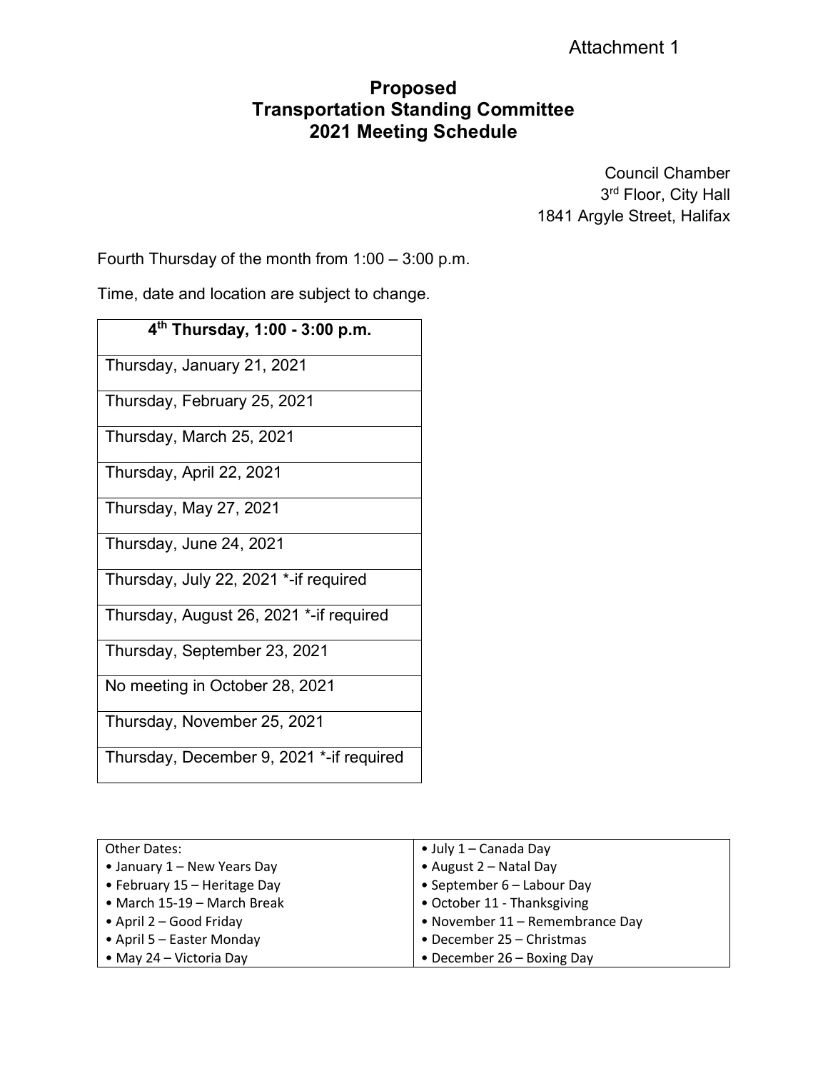Attachment 1

# Proposed
# Transportation Standing Committee
# 2021 Meeting Schedule

Council Chamber
3rd Floor, City Hall
1841 Argyle Street, Halifax

Fourth Thursday of the month from 1:00 – 3:00 p.m.

Time, date and location are subject to change.

| 4th Thursday, 1:00 - 3:00 p.m. |
|---|
| Thursday, January 21, 2021 |
| Thursday, February 25, 2021 |
| Thursday, March 25, 2021 |
| Thursday, April 22, 2021 |
| Thursday, May 27, 2021 |
| Thursday, June 24, 2021 |
| Thursday, July 22, 2021 *-if required |
| Thursday, August 26, 2021 *-if required |
| Thursday, September 23, 2021 |
| No meeting in October 28, 2021 |
| Thursday, November 25, 2021 |
| Thursday, December 9, 2021 *-if required |

| | |
|---|---|
| Other Dates:<br>• January 1 – New Years Day<br>• February 15 – Heritage Day<br>• March 15-19 – March Break<br>• April 2 – Good Friday<br>• April 5 – Easter Monday<br>• May 24 – Victoria Day | • July 1 – Canada Day<br>• August 2 – Natal Day<br>• September 6 – Labour Day<br>• October 11 - Thanksgiving<br>• November 11 – Remembrance Day<br>• December 25 – Christmas<br>• December 26 – Boxing Day |